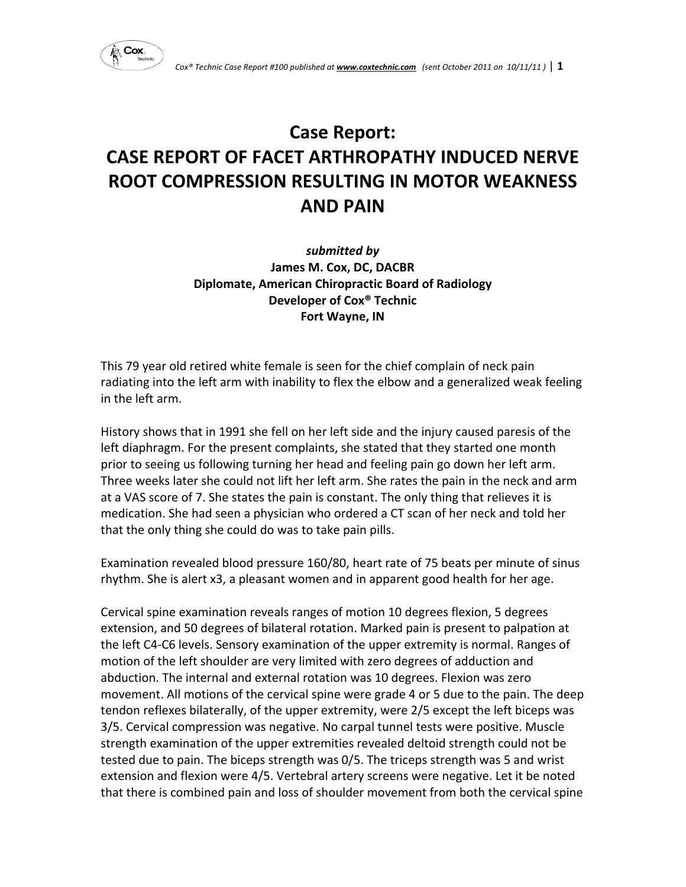# Case Report:
# CASE REPORT OF FACET ARTHROPATHY INDUCED NERVE ROOT COMPRESSION RESULTING IN MOTOR WEAKNESS AND PAIN

***submitted by***
**James M. Cox, DC, DACBR**
**Diplomate, American Chiropractic Board of Radiology**
**Developer of Cox® Technic**
**Fort Wayne, IN**

This 79 year old retired white female is seen for the chief complain of neck pain radiating into the left arm with inability to flex the elbow and a generalized weak feeling in the left arm.

History shows that in 1991 she fell on her left side and the injury caused paresis of the left diaphragm. For the present complaints, she stated that they started one month prior to seeing us following turning her head and feeling pain go down her left arm. Three weeks later she could not lift her left arm. She rates the pain in the neck and arm at a VAS score of 7. She states the pain is constant. The only thing that relieves it is medication. She had seen a physician who ordered a CT scan of her neck and told her that the only thing she could do was to take pain pills.

Examination revealed blood pressure 160/80, heart rate of 75 beats per minute of sinus rhythm. She is alert x3, a pleasant women and in apparent good health for her age.

Cervical spine examination reveals ranges of motion 10 degrees flexion, 5 degrees extension, and 50 degrees of bilateral rotation. Marked pain is present to palpation at the left C4-C6 levels. Sensory examination of the upper extremity is normal. Ranges of motion of the left shoulder are very limited with zero degrees of adduction and abduction. The internal and external rotation was 10 degrees. Flexion was zero movement. All motions of the cervical spine were grade 4 or 5 due to the pain. The deep tendon reflexes bilaterally, of the upper extremity, were 2/5 except the left biceps was 3/5. Cervical compression was negative. No carpal tunnel tests were positive. Muscle strength examination of the upper extremities revealed deltoid strength could not be tested due to pain. The biceps strength was 0/5. The triceps strength was 5 and wrist extension and flexion were 4/5. Vertebral artery screens were negative. Let it be noted that there is combined pain and loss of shoulder movement from both the cervical spine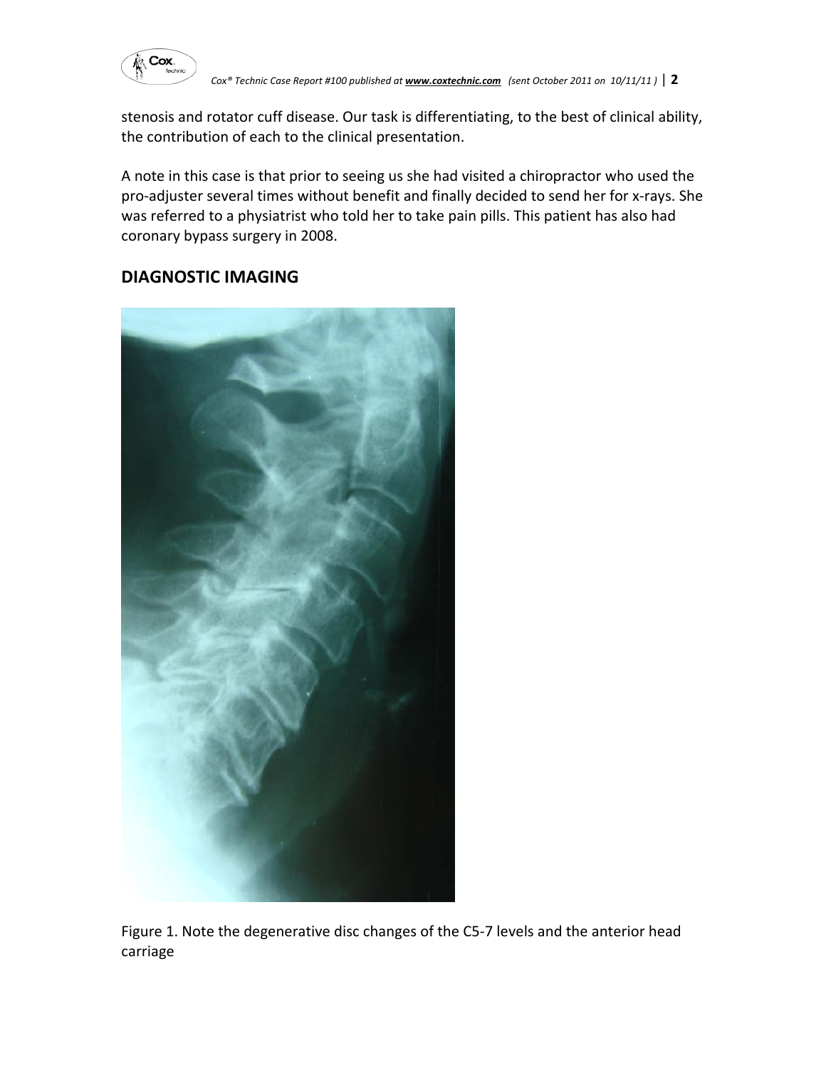stenosis and rotator cuff disease. Our task is differentiating, to the best of clinical ability, the contribution of each to the clinical presentation.

A note in this case is that prior to seeing us she had visited a chiropractor who used the pro-adjuster several times without benefit and finally decided to send her for x-rays. She was referred to a physiatrist who told her to take pain pills. This patient has also had coronary bypass surgery in 2008.

## DIAGNOSTIC IMAGING

Figure 1. Note the degenerative disc changes of the C5-7 levels and the anterior head carriage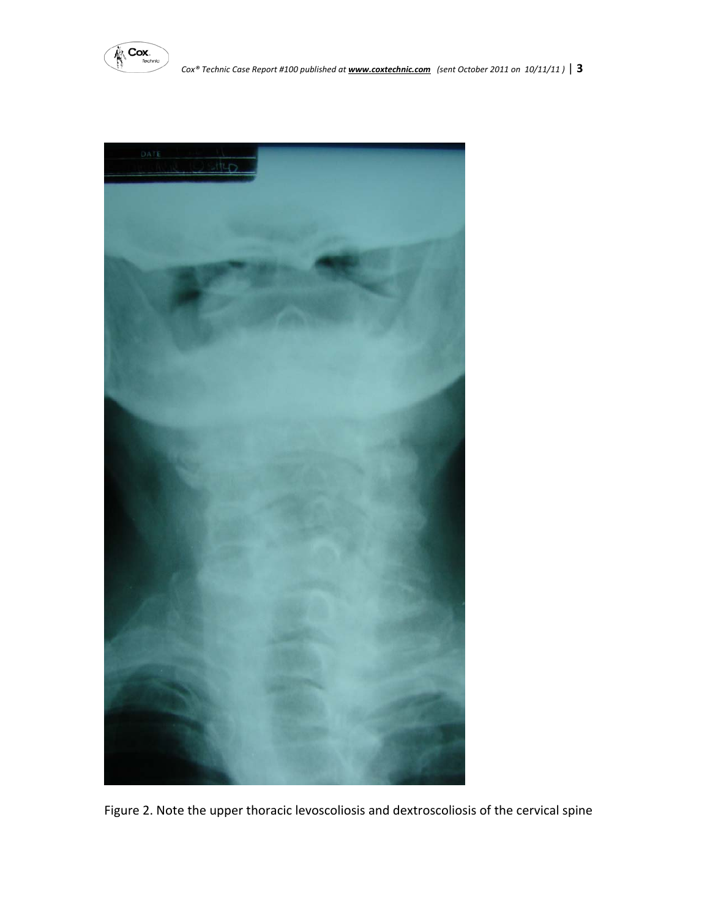Figure 2. Note the upper thoracic levoscoliosis and dextroscoliosis of the cervical spine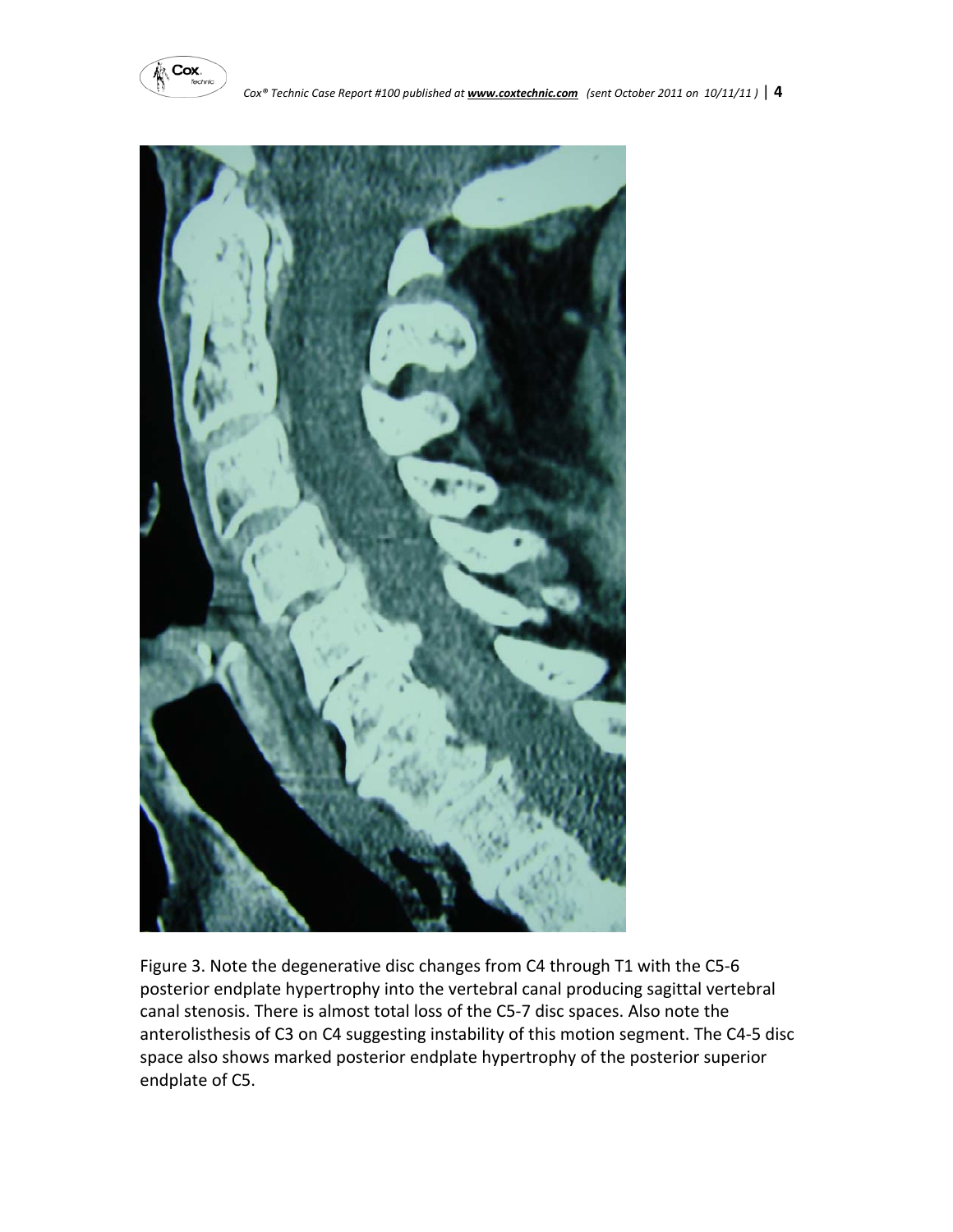Figure 3. Note the degenerative disc changes from C4 through T1 with the C5-6 posterior endplate hypertrophy into the vertebral canal producing sagittal vertebral canal stenosis. There is almost total loss of the C5-7 disc spaces. Also note the anterolisthesis of C3 on C4 suggesting instability of this motion segment. The C4-5 disc space also shows marked posterior endplate hypertrophy of the posterior superior endplate of C5.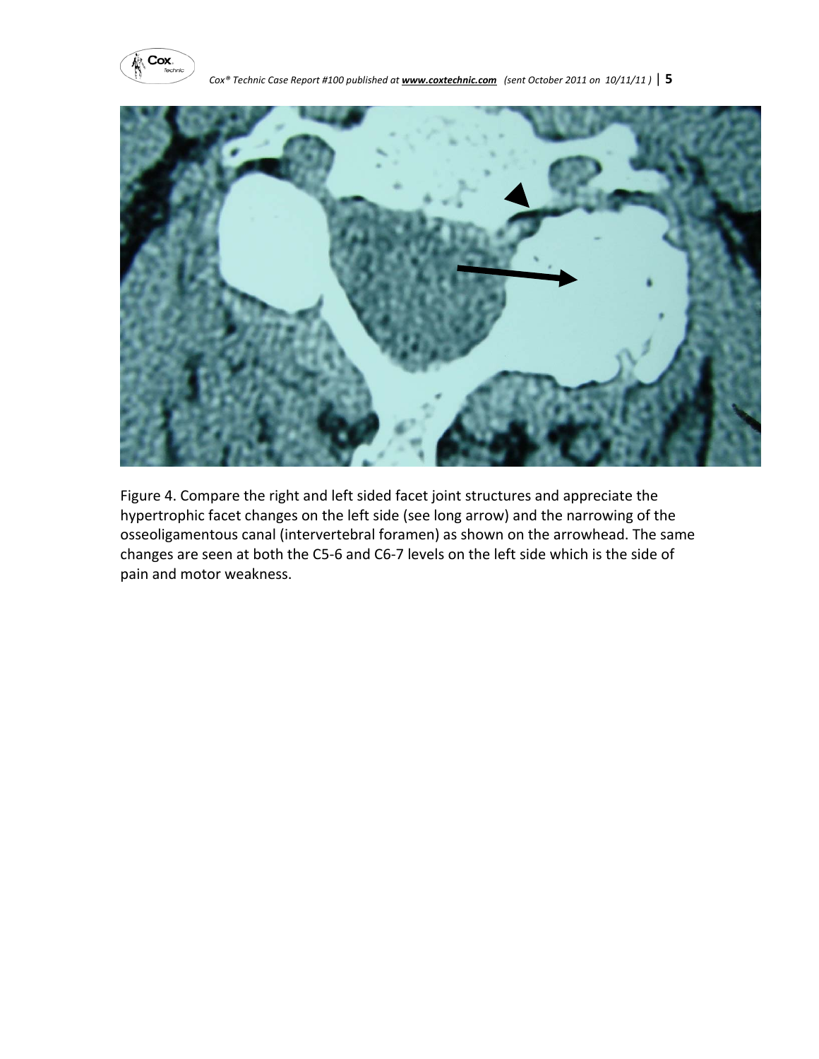Figure 4. Compare the right and left sided facet joint structures and appreciate the hypertrophic facet changes on the left side (see long arrow) and the narrowing of the osseoligamentous canal (intervertebral foramen) as shown on the arrowhead. The same changes are seen at both the C5-6 and C6-7 levels on the left side which is the side of pain and motor weakness.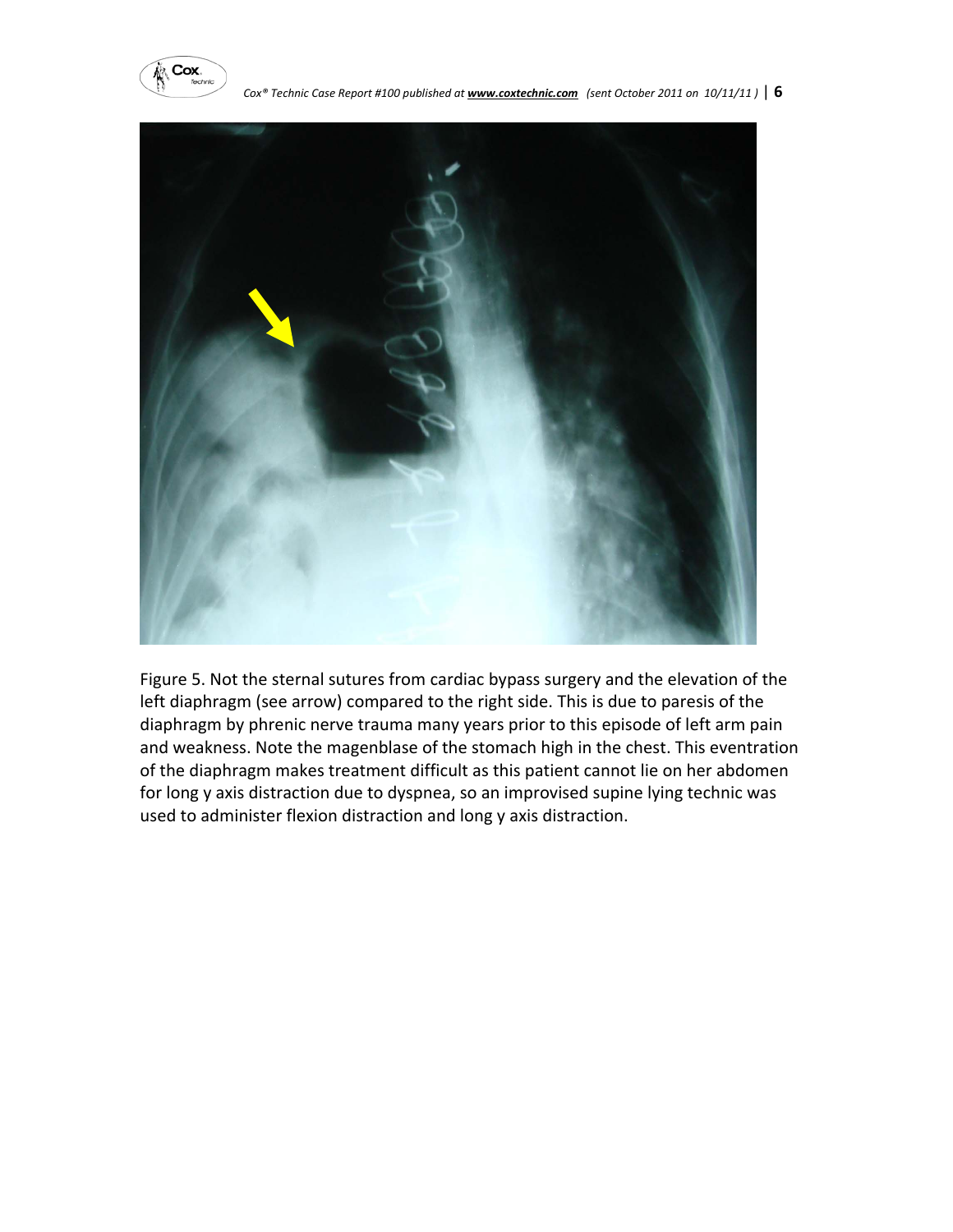Figure 5. Not the sternal sutures from cardiac bypass surgery and the elevation of the left diaphragm (see arrow) compared to the right side. This is due to paresis of the diaphragm by phrenic nerve trauma many years prior to this episode of left arm pain and weakness. Note the magenblase of the stomach high in the chest. This eventration of the diaphragm makes treatment difficult as this patient cannot lie on her abdomen for long y axis distraction due to dyspnea, so an improvised supine lying technic was used to administer flexion distraction and long y axis distraction.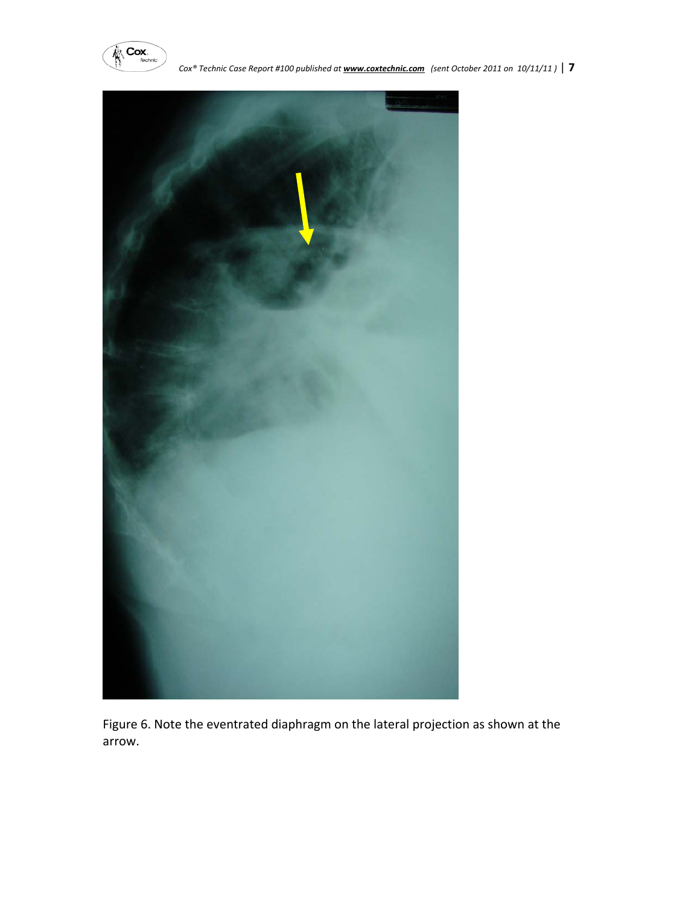Figure 6. Note the eventrated diaphragm on the lateral projection as shown at the arrow.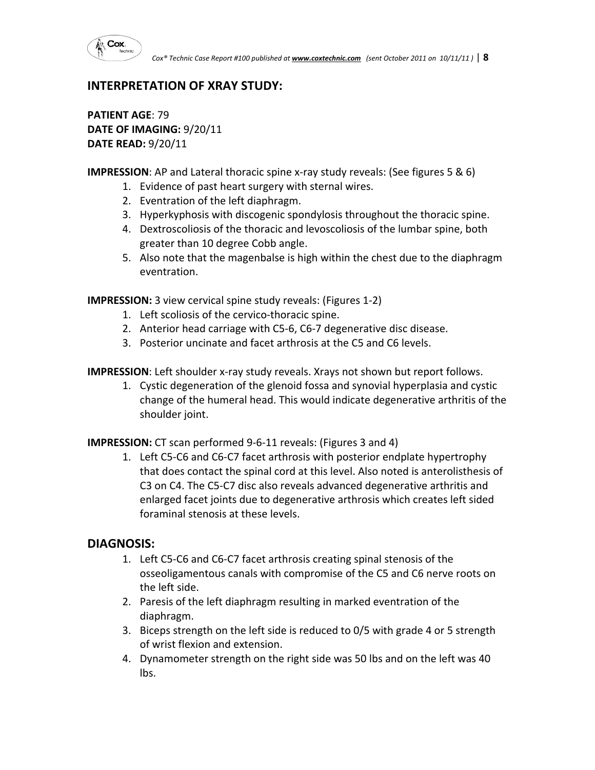## INTERPRETATION OF XRAY STUDY:

**PATIENT AGE**: 79
**DATE OF IMAGING:** 9/20/11
**DATE READ:** 9/20/11

**IMPRESSION**: AP and Lateral thoracic spine x-ray study reveals: (See figures 5 & 6)

1. Evidence of past heart surgery with sternal wires.
2. Eventration of the left diaphragm.
3. Hyperkyphosis with discogenic spondylosis throughout the thoracic spine.
4. Dextroscoliosis of the thoracic and levoscoliosis of the lumbar spine, both greater than 10 degree Cobb angle.
5. Also note that the magenbalse is high within the chest due to the diaphragm eventration.

**IMPRESSION:** 3 view cervical spine study reveals: (Figures 1-2)

1. Left scoliosis of the cervico-thoracic spine.
2. Anterior head carriage with C5-6, C6-7 degenerative disc disease.
3. Posterior uncinate and facet arthrosis at the C5 and C6 levels.

**IMPRESSION**: Left shoulder x-ray study reveals. Xrays not shown but report follows.

1. Cystic degeneration of the glenoid fossa and synovial hyperplasia and cystic change of the humeral head. This would indicate degenerative arthritis of the shoulder joint.

**IMPRESSION:** CT scan performed 9-6-11 reveals: (Figures 3 and 4)

1. Left C5-C6 and C6-C7 facet arthrosis with posterior endplate hypertrophy that does contact the spinal cord at this level. Also noted is anterolisthesis of C3 on C4. The C5-C7 disc also reveals advanced degenerative arthritis and enlarged facet joints due to degenerative arthrosis which creates left sided foraminal stenosis at these levels.

## DIAGNOSIS:

1. Left C5-C6 and C6-C7 facet arthrosis creating spinal stenosis of the osseoligamentous canals with compromise of the C5 and C6 nerve roots on the left side.
2. Paresis of the left diaphragm resulting in marked eventration of the diaphragm.
3. Biceps strength on the left side is reduced to 0/5 with grade 4 or 5 strength of wrist flexion and extension.
4. Dynamometer strength on the right side was 50 lbs and on the left was 40 lbs.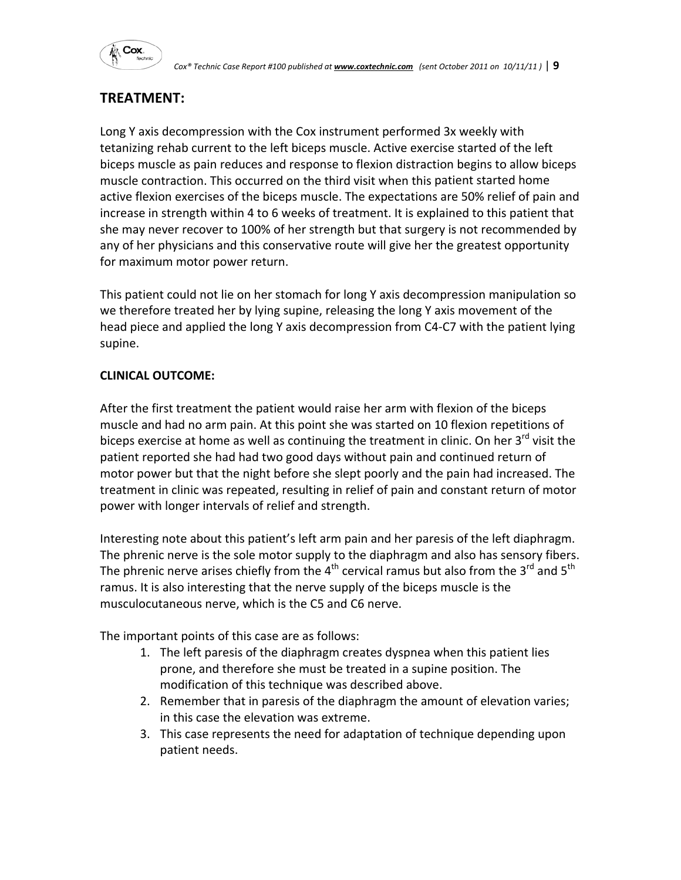## TREATMENT:

Long Y axis decompression with the Cox instrument performed 3x weekly with tetanizing rehab current to the left biceps muscle. Active exercise started of the left biceps muscle as pain reduces and response to flexion distraction begins to allow biceps muscle contraction. This occurred on the third visit when this patient started home active flexion exercises of the biceps muscle. The expectations are 50% relief of pain and increase in strength within 4 to 6 weeks of treatment. It is explained to this patient that she may never recover to 100% of her strength but that surgery is not recommended by any of her physicians and this conservative route will give her the greatest opportunity for maximum motor power return.

This patient could not lie on her stomach for long Y axis decompression manipulation so we therefore treated her by lying supine, releasing the long Y axis movement of the head piece and applied the long Y axis decompression from C4-C7 with the patient lying supine.

**CLINICAL OUTCOME:**

After the first treatment the patient would raise her arm with flexion of the biceps muscle and had no arm pain. At this point she was started on 10 flexion repetitions of biceps exercise at home as well as continuing the treatment in clinic. On her 3rd visit the patient reported she had had two good days without pain and continued return of motor power but that the night before she slept poorly and the pain had increased. The treatment in clinic was repeated, resulting in relief of pain and constant return of motor power with longer intervals of relief and strength.

Interesting note about this patient's left arm pain and her paresis of the left diaphragm. The phrenic nerve is the sole motor supply to the diaphragm and also has sensory fibers. The phrenic nerve arises chiefly from the 4th cervical ramus but also from the 3rd and 5th ramus. It is also interesting that the nerve supply of the biceps muscle is the musculocutaneous nerve, which is the C5 and C6 nerve.

The important points of this case are as follows:

1. The left paresis of the diaphragm creates dyspnea when this patient lies prone, and therefore she must be treated in a supine position. The modification of this technique was described above.
2. Remember that in paresis of the diaphragm the amount of elevation varies; in this case the elevation was extreme.
3. This case represents the need for adaptation of technique depending upon patient needs.